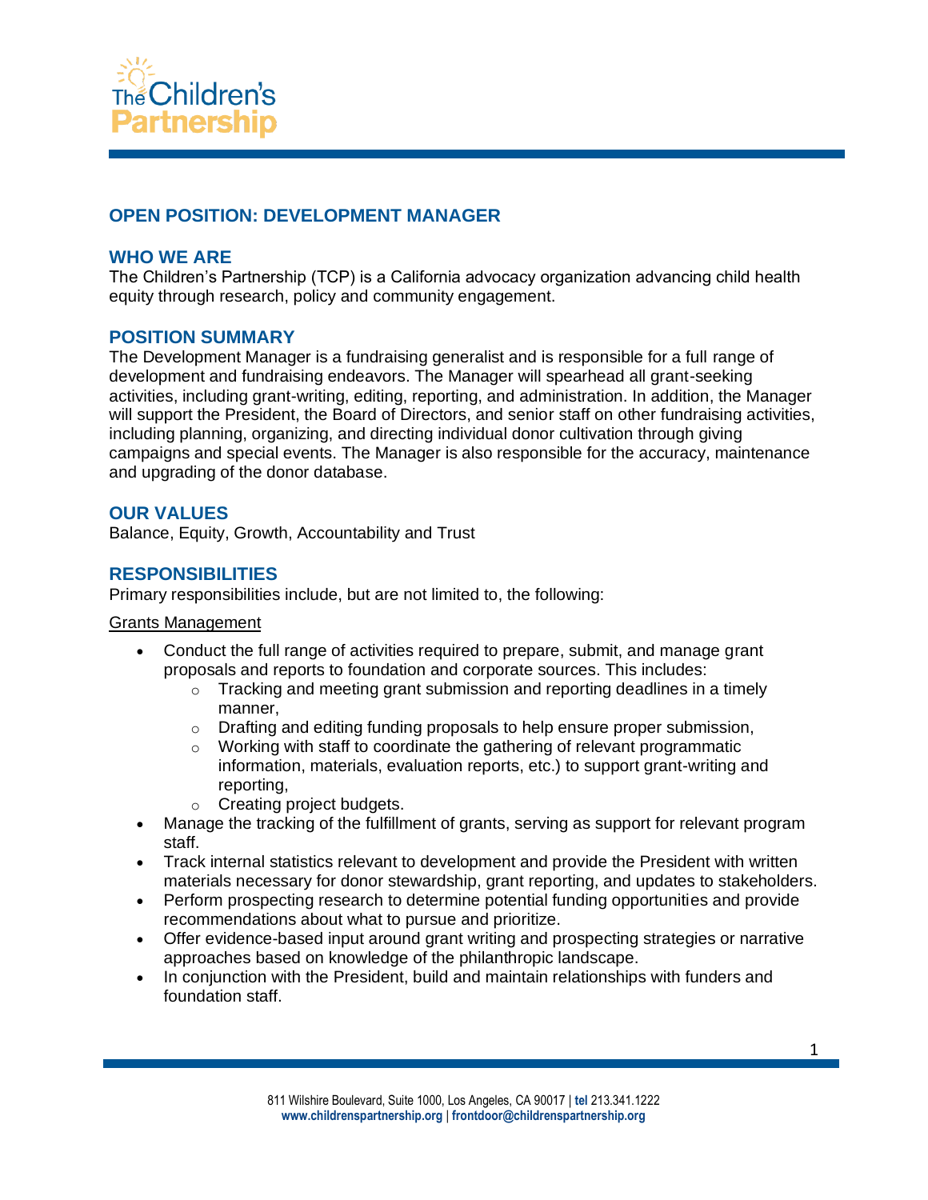## OPEN POSITION: DEVELOPMENT MANAGER

### WHO WE ARE

The Children's Partnership (TCP) is a California advocacy organization advancing child health equity through research, policy and community engagement.

### POSITION SUMMARY

The Development Manager is a fundraising generalist and is responsible for a full range of development and fundraising endeavors. The Manager will spearhead all grant-seeking activities, including grant-writing, editing, reporting, and administration. In addition, the Manager will support the President, the Board of Directors, and senior staff on other fundraising activities, including planning, organizing, and directing individual donor cultivation through giving campaigns and special events. The Manager is also responsible for the accuracy, maintenance and upgrading of the donor database.

### OUR VALUES

Balance, Equity, Growth, Accountability and Trust

### RESPONSIBILITIES

Primary responsibilities include, but are not limited to, the following:

Grants Management

- Conduct the full range of activities required to prepare, submit, and manage grant proposals and reports to foundation and corporate sources. This includes:
  - Tracking and meeting grant submission and reporting deadlines in a timely manner,
  - Drafting and editing funding proposals to help ensure proper submission,
  - Working with staff to coordinate the gathering of relevant programmatic information, materials, evaluation reports, etc.) to support grant-writing and reporting,
  - Creating project budgets.
- Manage the tracking of the fulfillment of grants, serving as support for relevant program staff.
- Track internal statistics relevant to development and provide the President with written materials necessary for donor stewardship, grant reporting, and updates to stakeholders.
- Perform prospecting research to determine potential funding opportunities and provide recommendations about what to pursue and prioritize.
- Offer evidence-based input around grant writing and prospecting strategies or narrative approaches based on knowledge of the philanthropic landscape.
- In conjunction with the President, build and maintain relationships with funders and foundation staff.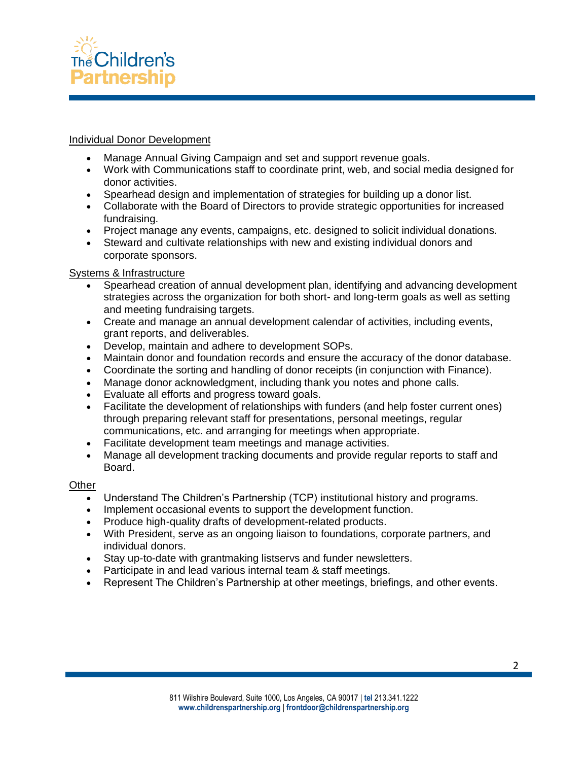Individual Donor Development

- Manage Annual Giving Campaign and set and support revenue goals.
- Work with Communications staff to coordinate print, web, and social media designed for donor activities.
- Spearhead design and implementation of strategies for building up a donor list.
- Collaborate with the Board of Directors to provide strategic opportunities for increased fundraising.
- Project manage any events, campaigns, etc. designed to solicit individual donations.
- Steward and cultivate relationships with new and existing individual donors and corporate sponsors.

Systems & Infrastructure

- Spearhead creation of annual development plan, identifying and advancing development strategies across the organization for both short- and long-term goals as well as setting and meeting fundraising targets.
- Create and manage an annual development calendar of activities, including events, grant reports, and deliverables.
- Develop, maintain and adhere to development SOPs.
- Maintain donor and foundation records and ensure the accuracy of the donor database.
- Coordinate the sorting and handling of donor receipts (in conjunction with Finance).
- Manage donor acknowledgment, including thank you notes and phone calls.
- Evaluate all efforts and progress toward goals.
- Facilitate the development of relationships with funders (and help foster current ones) through preparing relevant staff for presentations, personal meetings, regular communications, etc. and arranging for meetings when appropriate.
- Facilitate development team meetings and manage activities.
- Manage all development tracking documents and provide regular reports to staff and Board.

Other

- Understand The Children's Partnership (TCP) institutional history and programs.
- Implement occasional events to support the development function.
- Produce high-quality drafts of development-related products.
- With President, serve as an ongoing liaison to foundations, corporate partners, and individual donors.
- Stay up-to-date with grantmaking listservs and funder newsletters.
- Participate in and lead various internal team & staff meetings.
- Represent The Children's Partnership at other meetings, briefings, and other events.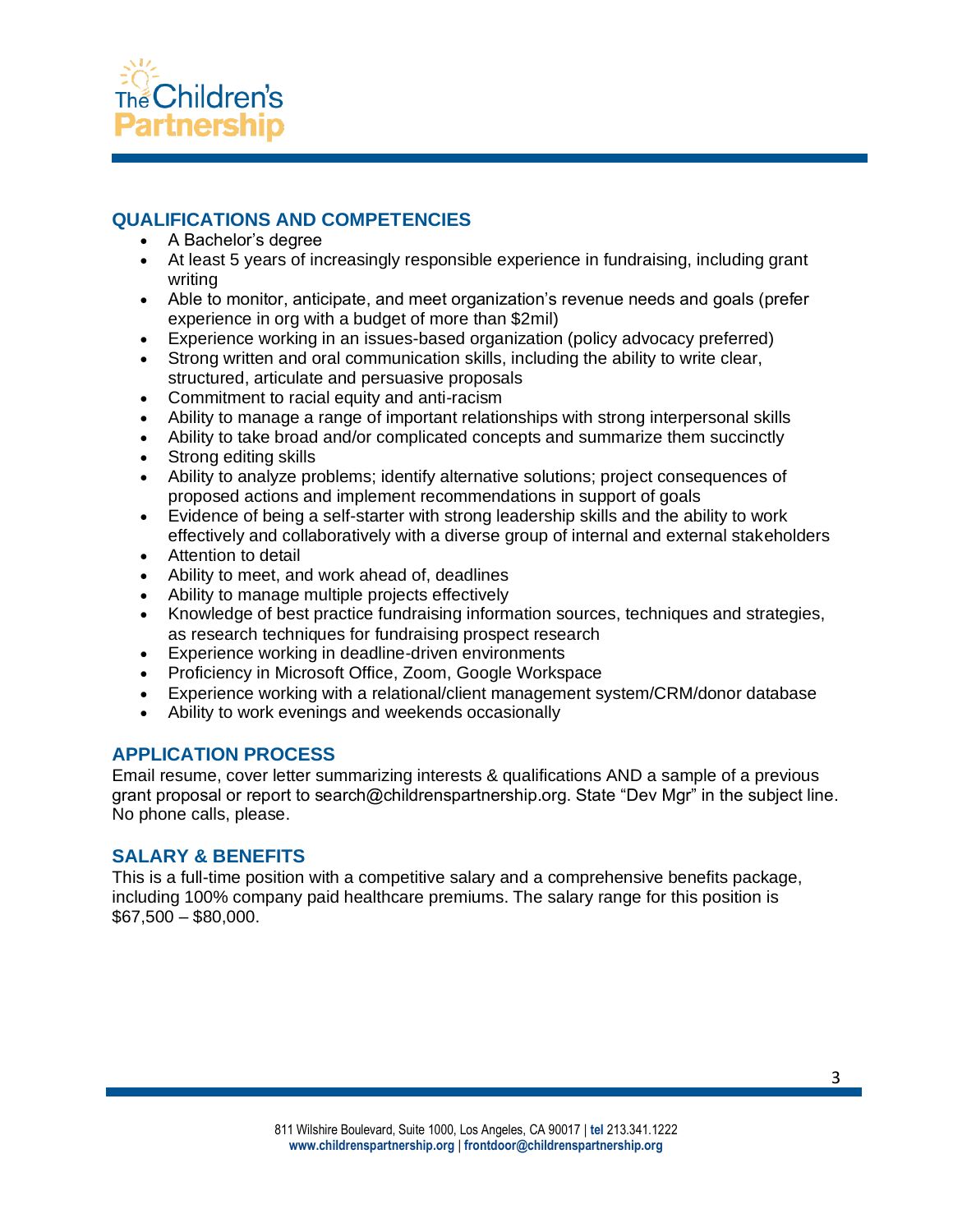## QUALIFICATIONS AND COMPETENCIES

- A Bachelor's degree
- At least 5 years of increasingly responsible experience in fundraising, including grant writing
- Able to monitor, anticipate, and meet organization's revenue needs and goals (prefer experience in org with a budget of more than $2mil)
- Experience working in an issues-based organization (policy advocacy preferred)
- Strong written and oral communication skills, including the ability to write clear, structured, articulate and persuasive proposals
- Commitment to racial equity and anti-racism
- Ability to manage a range of important relationships with strong interpersonal skills
- Ability to take broad and/or complicated concepts and summarize them succinctly
- Strong editing skills
- Ability to analyze problems; identify alternative solutions; project consequences of proposed actions and implement recommendations in support of goals
- Evidence of being a self-starter with strong leadership skills and the ability to work effectively and collaboratively with a diverse group of internal and external stakeholders
- Attention to detail
- Ability to meet, and work ahead of, deadlines
- Ability to manage multiple projects effectively
- Knowledge of best practice fundraising information sources, techniques and strategies, as research techniques for fundraising prospect research
- Experience working in deadline-driven environments
- Proficiency in Microsoft Office, Zoom, Google Workspace
- Experience working with a relational/client management system/CRM/donor database
- Ability to work evenings and weekends occasionally

## APPLICATION PROCESS

Email resume, cover letter summarizing interests & qualifications AND a sample of a previous grant proposal or report to search@childrenspartnership.org. State "Dev Mgr" in the subject line. No phone calls, please.

## SALARY & BENEFITS

This is a full-time position with a competitive salary and a comprehensive benefits package, including 100% company paid healthcare premiums. The salary range for this position is $67,500 – $80,000.